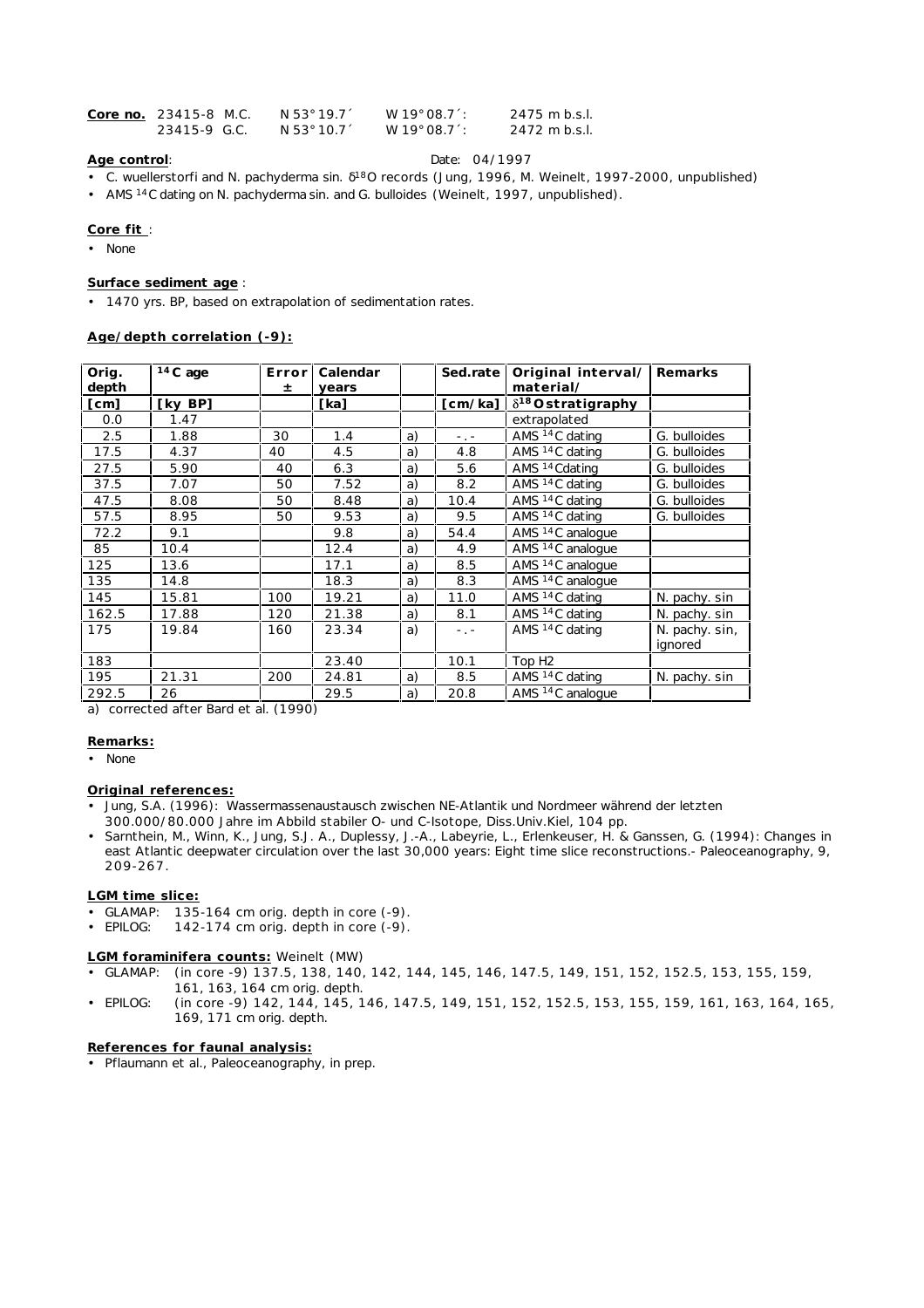**Core no.** 23415-8 M.C. N 53° 19.7´ W 19° 08.7´: 2475 m b.s.l.
23415-9 G.C. N 53° 10.7´ W 19° 08.7´: 2472 m b.s.l.

**Age control**: Date: 04/1997

- C. wuellerstorfi and N. pachyderma sin. $\delta^{18}O$ records (Jung, 1996, M. Weinelt, 1997-2000, unpublished)
- AMS $^{14}C$ dating on N. pachyderma sin. and G. bulloides (Weinelt, 1997, unpublished).

**Core fit** :

- None

**Surface sediment age** :

- 1470 yrs. BP, based on extrapolation of sedimentation rates.

**Age/depth correlation (-9):**

| Orig. depth | $^{14}C$ age | Error ± | Calendar years | | Sed.rate | Original interval/ material/ | Remarks |
|---|---|---|---|---|---|---|---|
| [cm] | [ky BP] | | [ka] | | [cm/ka] | $\delta^{18}O$ stratigraphy | |
| 0.0 | 1.47 | | | | | extrapolated | |
| 2.5 | 1.88 | 30 | 1.4 | a) | -.- | AMS $^{14}C$ dating | G. bulloides |
| 17.5 | 4.37 | 40 | 4.5 | a) | 4.8 | AMS $^{14}C$ dating | G. bulloides |
| 27.5 | 5.90 | 40 | 6.3 | a) | 5.6 | AMS $^{14}C$dating | G. bulloides |
| 37.5 | 7.07 | 50 | 7.52 | a) | 8.2 | AMS $^{14}C$ dating | G. bulloides |
| 47.5 | 8.08 | 50 | 8.48 | a) | 10.4 | AMS $^{14}C$ dating | G. bulloides |
| 57.5 | 8.95 | 50 | 9.53 | a) | 9.5 | AMS $^{14}C$ dating | G. bulloides |
| 72.2 | 9.1 | | 9.8 | a) | 54.4 | AMS $^{14}C$ analogue | |
| 85 | 10.4 | | 12.4 | a) | 4.9 | AMS $^{14}C$ analogue | |
| 125 | 13.6 | | 17.1 | a) | 8.5 | AMS $^{14}C$ analogue | |
| 135 | 14.8 | | 18.3 | a) | 8.3 | AMS $^{14}C$ analogue | |
| 145 | 15.81 | 100 | 19.21 | a) | 11.0 | AMS $^{14}C$ dating | N. pachy. sin |
| 162.5 | 17.88 | 120 | 21.38 | a) | 8.1 | AMS $^{14}C$ dating | N. pachy. sin |
| 175 | 19.84 | 160 | 23.34 | a) | -.- | AMS $^{14}C$ dating | N. pachy. sin, ignored |
| 183 | | | 23.40 | | 10.1 | Top H2 | |
| 195 | 21.31 | 200 | 24.81 | a) | 8.5 | AMS $^{14}C$ dating | N. pachy. sin |
| 292.5 | 26 | | 29.5 | a) | 20.8 | AMS $^{14}C$ analogue | |

a) corrected after Bard et al. (1990)

**Remarks:**

- None

**Original references:**

- Jung, S.A. (1996): Wassermassenaustausch zwischen NE-Atlantik und Nordmeer während der letzten 300.000/80.000 Jahre im Abbild stabiler O- und C-Isotope, Diss.Univ.Kiel, 104 pp.
- Sarnthein, M., Winn, K., Jung, S.J. A., Duplessy, J.-A., Labeyrie, L., Erlenkeuser, H. & Ganssen, G. (1994): Changes in east Atlantic deepwater circulation over the last 30,000 years: Eight time slice reconstructions.- Paleoceanography, 9, 209-267.

**LGM time slice:**

- GLAMAP: 135-164 cm orig. depth in core (-9).
- EPILOG: 142-174 cm orig. depth in core (-9).

**LGM foraminifera counts:** Weinelt (MW)

- GLAMAP: (in core -9) 137.5, 138, 140, 142, 144, 145, 146, 147.5, 149, 151, 152, 152.5, 153, 155, 159, 161, 163, 164 cm orig. depth.
- EPILOG: (in core -9) 142, 144, 145, 146, 147.5, 149, 151, 152, 152.5, 153, 155, 159, 161, 163, 164, 165, 169, 171 cm orig. depth.

**References for faunal analysis:**

- Pflaumann et al., Paleoceanography, in prep.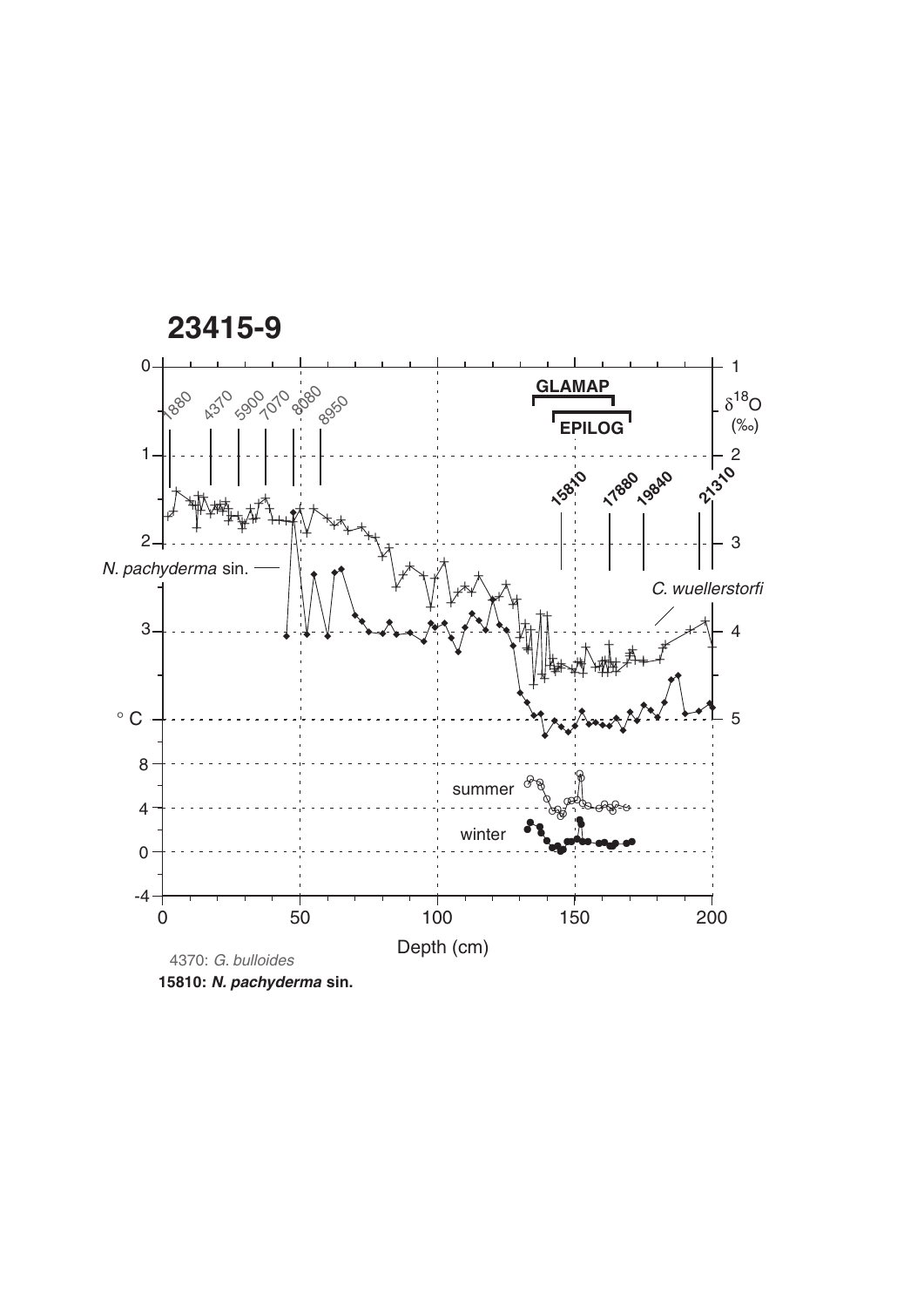# 23415-9

0
1
2
3
° C
8
4
0
-4

1
$\delta^{18}O$
(‰)
2
3
4
5

GLAMAP

EPILOG

1880
4370
5900
7070
8080
8950

15810
17880
19840
21310

*N. pachyderma* sin.

*C. wuellerstorfi*

summer

winter

0
50
100
150
200

Depth (cm)

4370: *G. bulloides*

**15810: *N. pachyderma* sin.**